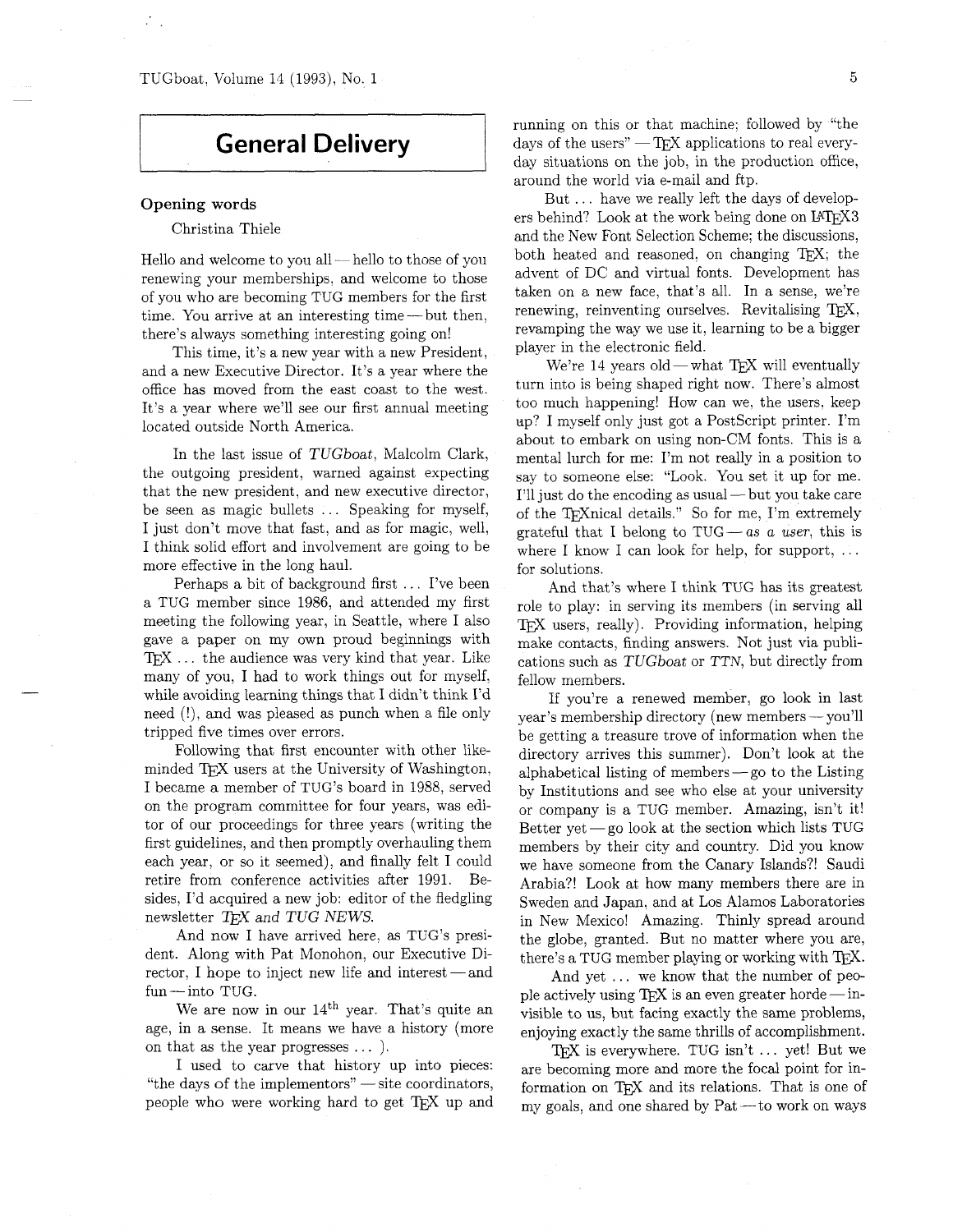# General Delivery

## Opening words

Christina Thiele

Hello and welcome to you all — hello to those of you renewing your memberships, and welcome to those of you who are becoming TUG members for the first time. You arrive at an interesting time — but then, there's always something interesting going on!

This time, it's a new year with a new President, and a new Executive Director. It's a year where the office has moved from the east coast to the west. It's a year where we'll see our first annual meeting located outside North America.

In the last issue of *TUGboat*, Malcolm Clark, the outgoing president, warned against expecting that the new president, and new executive director, be seen as magic bullets ... Speaking for myself, I just don't move that fast, and as for magic, well, I think solid effort and involvement are going to be more effective in the long haul.

Perhaps a bit of background first ... I've been a TUG member since 1986, and attended my first meeting the following year, in Seattle, where I also gave a paper on my own proud beginnings with TEX ... the audience was very kind that year. Like many of you, I had to work things out for myself, while avoiding learning things that I didn't think I'd need (!), and was pleased as punch when a file only tripped five times over errors.

Following that first encounter with other like-minded TEX users at the University of Washington, I became a member of TUG's board in 1988, served on the program committee for four years, was editor of our proceedings for three years (writing the first guidelines, and then promptly overhauling them each year, or so it seemed), and finally felt I could retire from conference activities after 1991. Besides, I'd acquired a new job: editor of the fledgling newsletter *TEX and TUG NEWS*.

And now I have arrived here, as TUG's president. Along with Pat Monohon, our Executive Director, I hope to inject new life and interest — and fun — into TUG.

We are now in our 14th year. That's quite an age, in a sense. It means we have a history (more on that as the year progresses ... ).

I used to carve that history up into pieces: "the days of the implementors" — site coordinators, people who were working hard to get TEX up and running on this or that machine; followed by "the days of the users" — TEX applications to real everyday situations on the job, in the production office, around the world via e-mail and ftp.

But ... have we really left the days of developers behind? Look at the work being done on LATEX3 and the New Font Selection Scheme; the discussions, both heated and reasoned, on changing TEX; the advent of DC and virtual fonts. Development has taken on a new face, that's all. In a sense, we're renewing, reinventing ourselves. Revitalising TEX, revamping the way we use it, learning to be a bigger player in the electronic field.

We're 14 years old — what TEX will eventually turn into is being shaped right now. There's almost too much happening! How can we, the users, keep up? I myself only just got a PostScript printer. I'm about to embark on using non-CM fonts. This is a mental lurch for me: I'm not really in a position to say to someone else: "Look. You set it up for me. I'll just do the encoding as usual — but you take care of the TEXnical details." So for me, I'm extremely grateful that I belong to TUG — *as a user*, this is where I know I can look for help, for support, ... for solutions.

And that's where I think TUG has its greatest role to play: in serving its members (in serving all TEX users, really). Providing information, helping make contacts, finding answers. Not just via publications such as *TUGboat* or *TTN*, but directly from fellow members.

If you're a renewed member, go look in last year's membership directory (new members — you'll be getting a treasure trove of information when the directory arrives this summer). Don't look at the alphabetical listing of members — go to the Listing by Institutions and see who else at your university or company is a TUG member. Amazing, isn't it! Better yet — go look at the section which lists TUG members by their city and country. Did you know we have someone from the Canary Islands?! Saudi Arabia?! Look at how many members there are in Sweden and Japan, and at Los Alamos Laboratories in New Mexico! Amazing. Thinly spread around the globe, granted. But no matter where you are, there's a TUG member playing or working with TEX.

And yet ... we know that the number of people actively using TEX is an even greater horde — invisible to us, but facing exactly the same problems, enjoying exactly the same thrills of accomplishment.

TEX is everywhere. TUG isn't ... yet! But we are becoming more and more the focal point for information on TEX and its relations. That is one of my goals, and one shared by Pat — to work on ways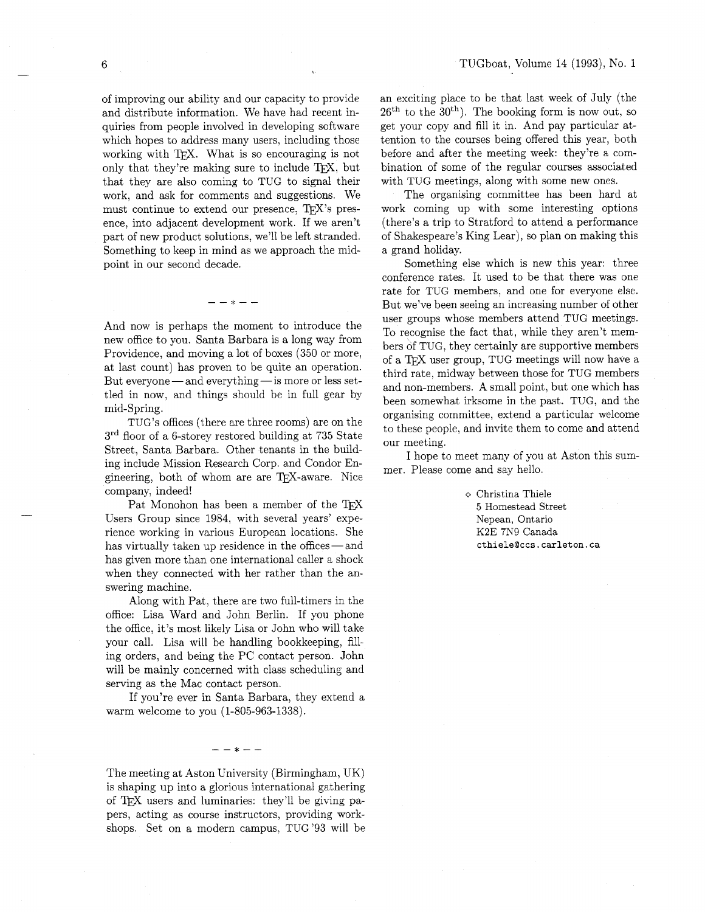of improving our ability and our capacity to provide and distribute information. We have had recent inquiries from people involved in developing software which hopes to address many users, including those working with TEX. What is so encouraging is not only that they're making sure to include TEX, but that they are also coming to TUG to signal their work, and ask for comments and suggestions. We must continue to extend our presence, TEX's presence, into adjacent development work. If we aren't part of new product solutions, we'll be left stranded. Something to keep in mind as we approach the midpoint in our second decade.

– – * – –

And now is perhaps the moment to introduce the new office to you. Santa Barbara is a long way from Providence, and moving a lot of boxes (350 or more, at last count) has proven to be quite an operation. But everyone — and everything — is more or less settled in now, and things should be in full gear by mid-Spring.

TUG's offices (there are three rooms) are on the 3rd floor of a 6-storey restored building at 735 State Street, Santa Barbara. Other tenants in the building include Mission Research Corp. and Condor Engineering, both of whom are are TEX-aware. Nice company, indeed!

Pat Monohon has been a member of the TEX Users Group since 1984, with several years' experience working in various European locations. She has virtually taken up residence in the offices — and has given more than one international caller a shock when they connected with her rather than the answering machine.

Along with Pat, there are two full-timers in the office: Lisa Ward and John Berlin. If you phone the office, it's most likely Lisa or John who will take your call. Lisa will be handling bookkeeping, filling orders, and being the PC contact person. John will be mainly concerned with class scheduling and serving as the Mac contact person.

If you're ever in Santa Barbara, they extend a warm welcome to you (1-805-963-1338).

– – * – –

The meeting at Aston University (Birmingham, UK) is shaping up into a glorious international gathering of TEX users and luminaries: they'll be giving papers, acting as course instructors, providing workshops. Set on a modern campus, TUG '93 will be an exciting place to be that last week of July (the 26th to the 30th). The booking form is now out, so get your copy and fill it in. And pay particular attention to the courses being offered this year, both before and after the meeting week: they're a combination of some of the regular courses associated with TUG meetings, along with some new ones.

The organising committee has been hard at work coming up with some interesting options (there's a trip to Stratford to attend a performance of Shakespeare's King Lear), so plan on making this a grand holiday.

Something else which is new this year: three conference rates. It used to be that there was one rate for TUG members, and one for everyone else. But we've been seeing an increasing number of other user groups whose members attend TUG meetings. To recognise the fact that, while they aren't members of TUG, they certainly are supportive members of a TEX user group, TUG meetings will now have a third rate, midway between those for TUG members and non-members. A small point, but one which has been somewhat irksome in the past. TUG, and the organising committee, extend a particular welcome to these people, and invite them to come and attend our meeting.

I hope to meet many of you at Aston this summer. Please come and say hello.

◇ Christina Thiele
5 Homestead Street
Nepean, Ontario
K2E 7N9 Canada
cthiele@ccs.carleton.ca